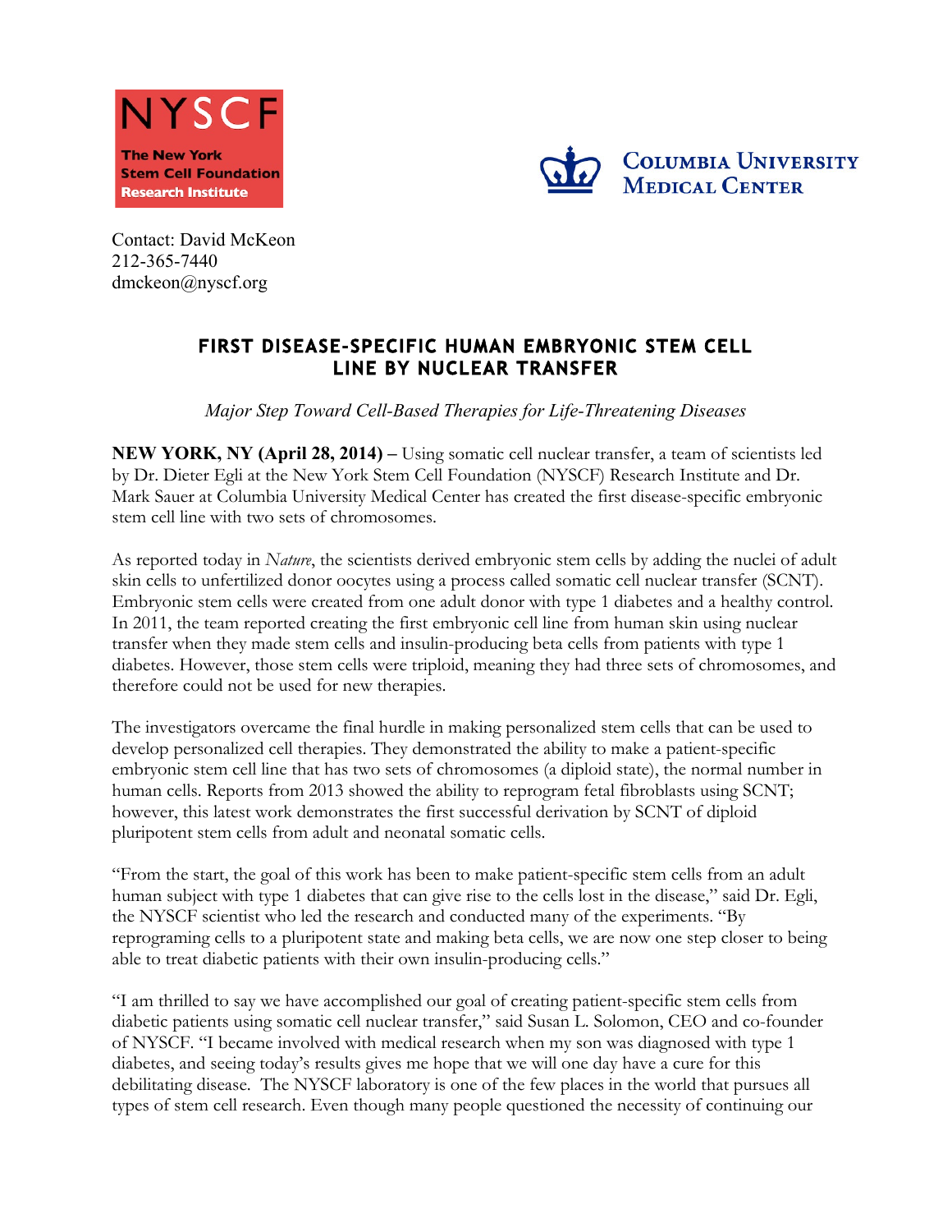NYSCF
The New York Stem Cell Foundation Research Institute

Columbia University Medical Center

Contact: David McKeon
212-365-7440
dmckeon@nyscf.org

# FIRST DISEASE-SPECIFIC HUMAN EMBRYONIC STEM CELL LINE BY NUCLEAR TRANSFER

*Major Step Toward Cell-Based Therapies for Life-Threatening Diseases*

**NEW YORK, NY (April 28, 2014) –** Using somatic cell nuclear transfer, a team of scientists led by Dr. Dieter Egli at the New York Stem Cell Foundation (NYSCF) Research Institute and Dr. Mark Sauer at Columbia University Medical Center has created the first disease-specific embryonic stem cell line with two sets of chromosomes.

As reported today in *Nature*, the scientists derived embryonic stem cells by adding the nuclei of adult skin cells to unfertilized donor oocytes using a process called somatic cell nuclear transfer (SCNT). Embryonic stem cells were created from one adult donor with type 1 diabetes and a healthy control. In 2011, the team reported creating the first embryonic cell line from human skin using nuclear transfer when they made stem cells and insulin-producing beta cells from patients with type 1 diabetes. However, those stem cells were triploid, meaning they had three sets of chromosomes, and therefore could not be used for new therapies.

The investigators overcame the final hurdle in making personalized stem cells that can be used to develop personalized cell therapies. They demonstrated the ability to make a patient-specific embryonic stem cell line that has two sets of chromosomes (a diploid state), the normal number in human cells. Reports from 2013 showed the ability to reprogram fetal fibroblasts using SCNT; however, this latest work demonstrates the first successful derivation by SCNT of diploid pluripotent stem cells from adult and neonatal somatic cells.

"From the start, the goal of this work has been to make patient-specific stem cells from an adult human subject with type 1 diabetes that can give rise to the cells lost in the disease," said Dr. Egli, the NYSCF scientist who led the research and conducted many of the experiments. "By reprograming cells to a pluripotent state and making beta cells, we are now one step closer to being able to treat diabetic patients with their own insulin-producing cells."

"I am thrilled to say we have accomplished our goal of creating patient-specific stem cells from diabetic patients using somatic cell nuclear transfer," said Susan L. Solomon, CEO and co-founder of NYSCF. "I became involved with medical research when my son was diagnosed with type 1 diabetes, and seeing today's results gives me hope that we will one day have a cure for this debilitating disease. The NYSCF laboratory is one of the few places in the world that pursues all types of stem cell research. Even though many people questioned the necessity of continuing our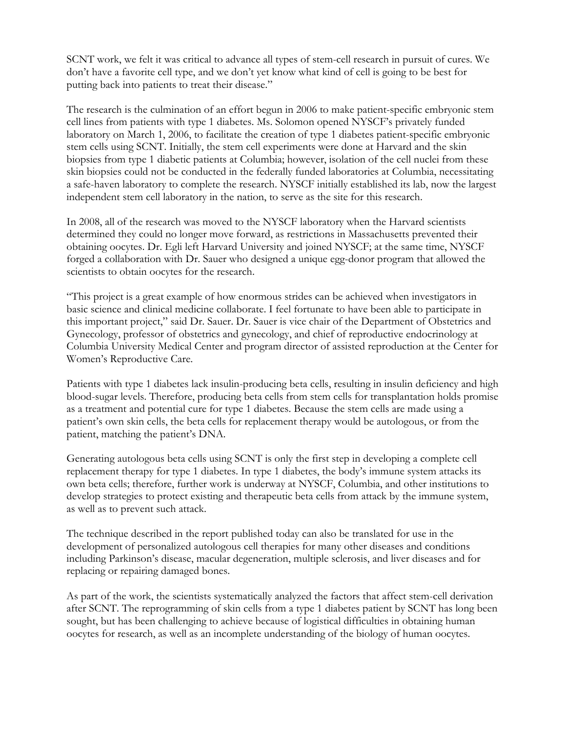SCNT work, we felt it was critical to advance all types of stem-cell research in pursuit of cures. We don't have a favorite cell type, and we don't yet know what kind of cell is going to be best for putting back into patients to treat their disease."

The research is the culmination of an effort begun in 2006 to make patient-specific embryonic stem cell lines from patients with type 1 diabetes. Ms. Solomon opened NYSCF's privately funded laboratory on March 1, 2006, to facilitate the creation of type 1 diabetes patient-specific embryonic stem cells using SCNT. Initially, the stem cell experiments were done at Harvard and the skin biopsies from type 1 diabetic patients at Columbia; however, isolation of the cell nuclei from these skin biopsies could not be conducted in the federally funded laboratories at Columbia, necessitating a safe-haven laboratory to complete the research. NYSCF initially established its lab, now the largest independent stem cell laboratory in the nation, to serve as the site for this research.

In 2008, all of the research was moved to the NYSCF laboratory when the Harvard scientists determined they could no longer move forward, as restrictions in Massachusetts prevented their obtaining oocytes. Dr. Egli left Harvard University and joined NYSCF; at the same time, NYSCF forged a collaboration with Dr. Sauer who designed a unique egg-donor program that allowed the scientists to obtain oocytes for the research.

"This project is a great example of how enormous strides can be achieved when investigators in basic science and clinical medicine collaborate. I feel fortunate to have been able to participate in this important project," said Dr. Sauer. Dr. Sauer is vice chair of the Department of Obstetrics and Gynecology, professor of obstetrics and gynecology, and chief of reproductive endocrinology at Columbia University Medical Center and program director of assisted reproduction at the Center for Women's Reproductive Care.

Patients with type 1 diabetes lack insulin-producing beta cells, resulting in insulin deficiency and high blood-sugar levels. Therefore, producing beta cells from stem cells for transplantation holds promise as a treatment and potential cure for type 1 diabetes. Because the stem cells are made using a patient's own skin cells, the beta cells for replacement therapy would be autologous, or from the patient, matching the patient's DNA.

Generating autologous beta cells using SCNT is only the first step in developing a complete cell replacement therapy for type 1 diabetes. In type 1 diabetes, the body's immune system attacks its own beta cells; therefore, further work is underway at NYSCF, Columbia, and other institutions to develop strategies to protect existing and therapeutic beta cells from attack by the immune system, as well as to prevent such attack.

The technique described in the report published today can also be translated for use in the development of personalized autologous cell therapies for many other diseases and conditions including Parkinson's disease, macular degeneration, multiple sclerosis, and liver diseases and for replacing or repairing damaged bones.

As part of the work, the scientists systematically analyzed the factors that affect stem-cell derivation after SCNT. The reprogramming of skin cells from a type 1 diabetes patient by SCNT has long been sought, but has been challenging to achieve because of logistical difficulties in obtaining human oocytes for research, as well as an incomplete understanding of the biology of human oocytes.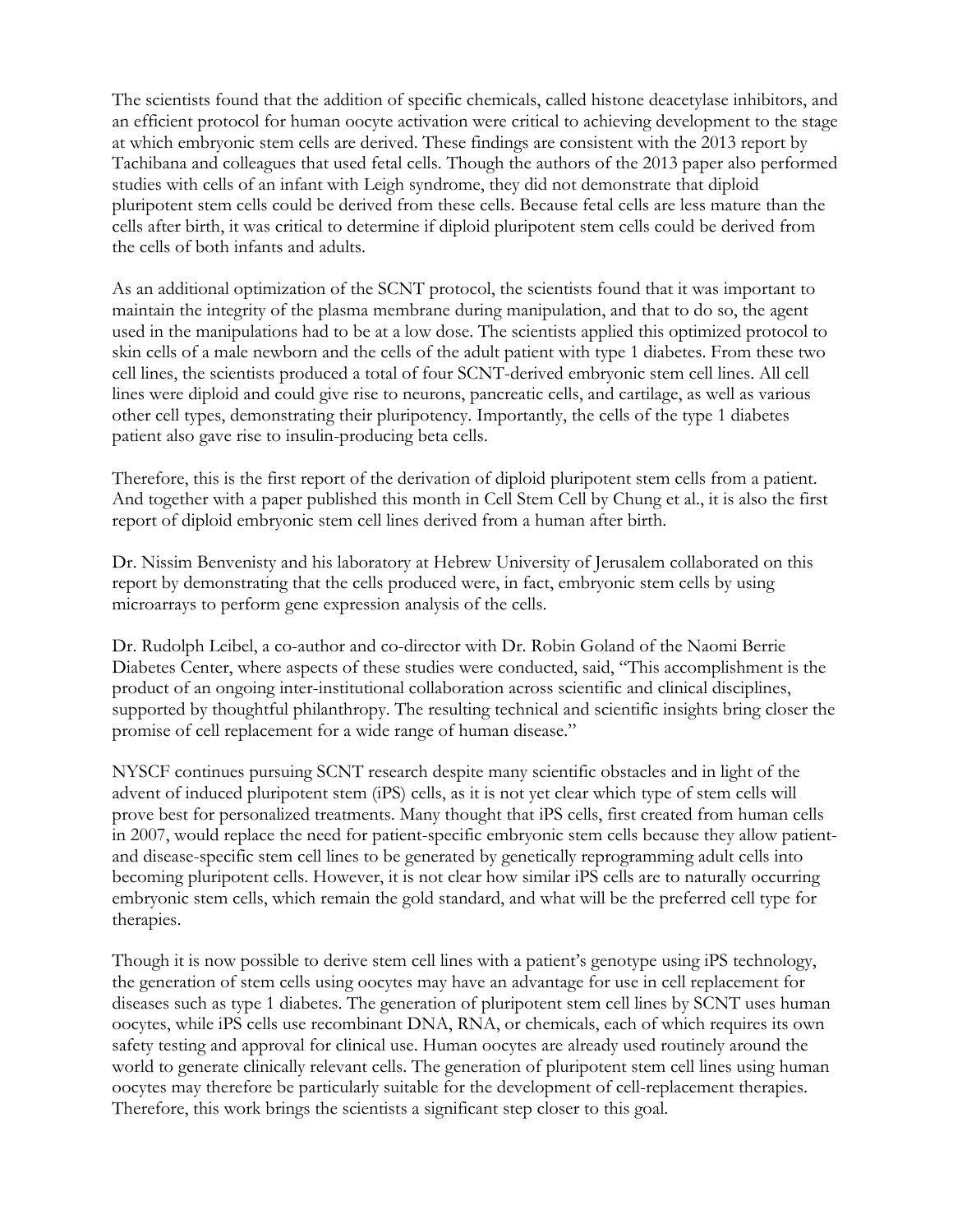The scientists found that the addition of specific chemicals, called histone deacetylase inhibitors, and an efficient protocol for human oocyte activation were critical to achieving development to the stage at which embryonic stem cells are derived. These findings are consistent with the 2013 report by Tachibana and colleagues that used fetal cells. Though the authors of the 2013 paper also performed studies with cells of an infant with Leigh syndrome, they did not demonstrate that diploid pluripotent stem cells could be derived from these cells. Because fetal cells are less mature than the cells after birth, it was critical to determine if diploid pluripotent stem cells could be derived from the cells of both infants and adults.

As an additional optimization of the SCNT protocol, the scientists found that it was important to maintain the integrity of the plasma membrane during manipulation, and that to do so, the agent used in the manipulations had to be at a low dose. The scientists applied this optimized protocol to skin cells of a male newborn and the cells of the adult patient with type 1 diabetes. From these two cell lines, the scientists produced a total of four SCNT-derived embryonic stem cell lines. All cell lines were diploid and could give rise to neurons, pancreatic cells, and cartilage, as well as various other cell types, demonstrating their pluripotency. Importantly, the cells of the type 1 diabetes patient also gave rise to insulin-producing beta cells.

Therefore, this is the first report of the derivation of diploid pluripotent stem cells from a patient. And together with a paper published this month in Cell Stem Cell by Chung et al., it is also the first report of diploid embryonic stem cell lines derived from a human after birth.

Dr. Nissim Benvenisty and his laboratory at Hebrew University of Jerusalem collaborated on this report by demonstrating that the cells produced were, in fact, embryonic stem cells by using microarrays to perform gene expression analysis of the cells.

Dr. Rudolph Leibel, a co-author and co-director with Dr. Robin Goland of the Naomi Berrie Diabetes Center, where aspects of these studies were conducted, said, "This accomplishment is the product of an ongoing inter-institutional collaboration across scientific and clinical disciplines, supported by thoughtful philanthropy. The resulting technical and scientific insights bring closer the promise of cell replacement for a wide range of human disease."

NYSCF continues pursuing SCNT research despite many scientific obstacles and in light of the advent of induced pluripotent stem (iPS) cells, as it is not yet clear which type of stem cells will prove best for personalized treatments. Many thought that iPS cells, first created from human cells in 2007, would replace the need for patient-specific embryonic stem cells because they allow patient- and disease-specific stem cell lines to be generated by genetically reprogramming adult cells into becoming pluripotent cells. However, it is not clear how similar iPS cells are to naturally occurring embryonic stem cells, which remain the gold standard, and what will be the preferred cell type for therapies.

Though it is now possible to derive stem cell lines with a patient's genotype using iPS technology, the generation of stem cells using oocytes may have an advantage for use in cell replacement for diseases such as type 1 diabetes. The generation of pluripotent stem cell lines by SCNT uses human oocytes, while iPS cells use recombinant DNA, RNA, or chemicals, each of which requires its own safety testing and approval for clinical use. Human oocytes are already used routinely around the world to generate clinically relevant cells. The generation of pluripotent stem cell lines using human oocytes may therefore be particularly suitable for the development of cell-replacement therapies. Therefore, this work brings the scientists a significant step closer to this goal.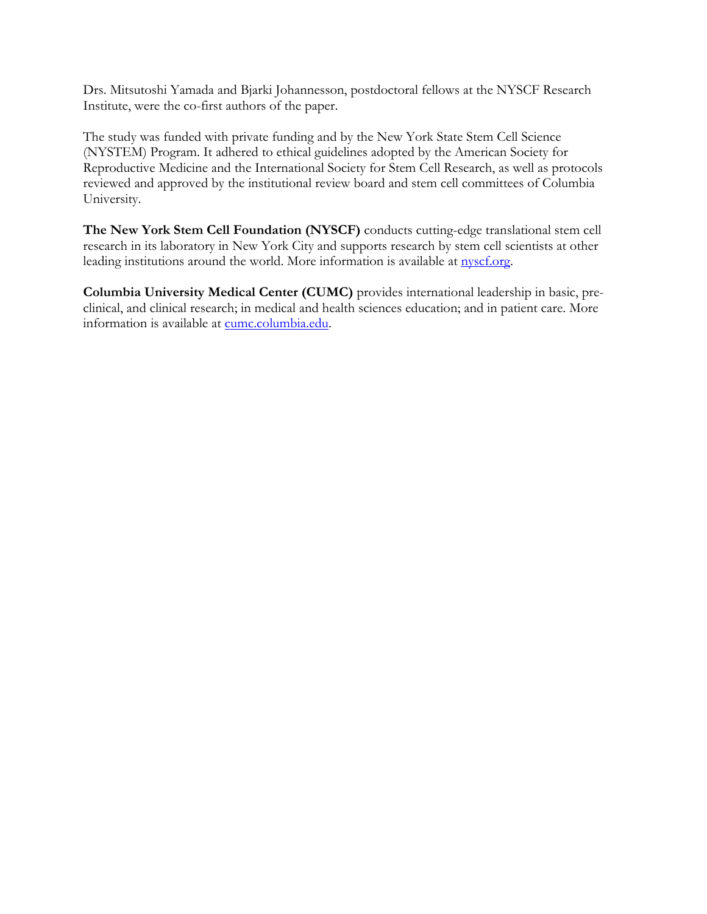Drs. Mitsutoshi Yamada and Bjarki Johannesson, postdoctoral fellows at the NYSCF Research Institute, were the co-first authors of the paper.

The study was funded with private funding and by the New York State Stem Cell Science (NYSTEM) Program. It adhered to ethical guidelines adopted by the American Society for Reproductive Medicine and the International Society for Stem Cell Research, as well as protocols reviewed and approved by the institutional review board and stem cell committees of Columbia University.

**The New York Stem Cell Foundation (NYSCF)** conducts cutting-edge translational stem cell research in its laboratory in New York City and supports research by stem cell scientists at other leading institutions around the world. More information is available at nyscf.org.

**Columbia University Medical Center (CUMC)** provides international leadership in basic, pre-clinical, and clinical research; in medical and health sciences education; and in patient care. More information is available at cumc.columbia.edu.